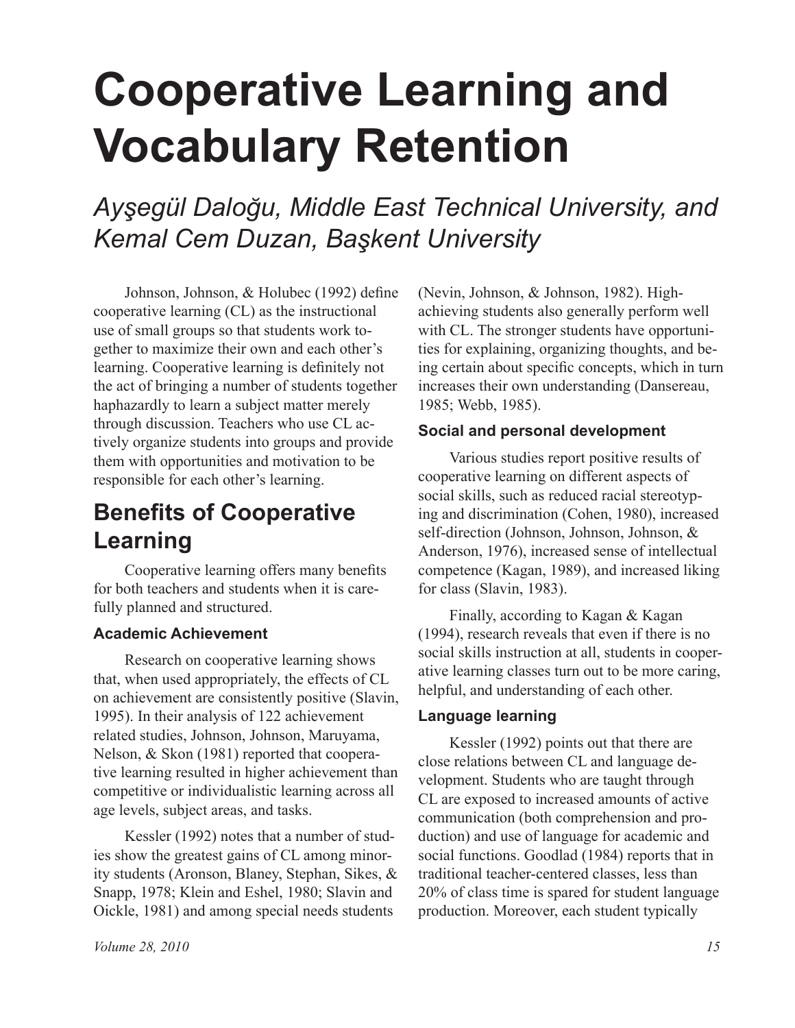# Cooperative Learning and Vocabulary Retention

*Ayşegül Daloğu, Middle East Technical University, and Kemal Cem Duzan, Başkent University*

Johnson, Johnson, & Holubec (1992) define cooperative learning (CL) as the instructional use of small groups so that students work together to maximize their own and each other's learning. Cooperative learning is definitely not the act of bringing a number of students together haphazardly to learn a subject matter merely through discussion. Teachers who use CL actively organize students into groups and provide them with opportunities and motivation to be responsible for each other's learning.

## Benefits of Cooperative Learning

Cooperative learning offers many benefits for both teachers and students when it is carefully planned and structured.

### Academic Achievement

Research on cooperative learning shows that, when used appropriately, the effects of CL on achievement are consistently positive (Slavin, 1995). In their analysis of 122 achievement related studies, Johnson, Johnson, Maruyama, Nelson, & Skon (1981) reported that cooperative learning resulted in higher achievement than competitive or individualistic learning across all age levels, subject areas, and tasks.

Kessler (1992) notes that a number of studies show the greatest gains of CL among minority students (Aronson, Blaney, Stephan, Sikes, & Snapp, 1978; Klein and Eshel, 1980; Slavin and Oickle, 1981) and among special needs students (Nevin, Johnson, & Johnson, 1982). High-achieving students also generally perform well with CL. The stronger students have opportunities for explaining, organizing thoughts, and being certain about specific concepts, which in turn increases their own understanding (Dansereau, 1985; Webb, 1985).

### Social and personal development

Various studies report positive results of cooperative learning on different aspects of social skills, such as reduced racial stereotyping and discrimination (Cohen, 1980), increased self-direction (Johnson, Johnson, Johnson, & Anderson, 1976), increased sense of intellectual competence (Kagan, 1989), and increased liking for class (Slavin, 1983).

Finally, according to Kagan & Kagan (1994), research reveals that even if there is no social skills instruction at all, students in cooperative learning classes turn out to be more caring, helpful, and understanding of each other.

### Language learning

Kessler (1992) points out that there are close relations between CL and language development. Students who are taught through CL are exposed to increased amounts of active communication (both comprehension and production) and use of language for academic and social functions. Goodlad (1984) reports that in traditional teacher-centered classes, less than 20% of class time is spared for student language production. Moreover, each student typically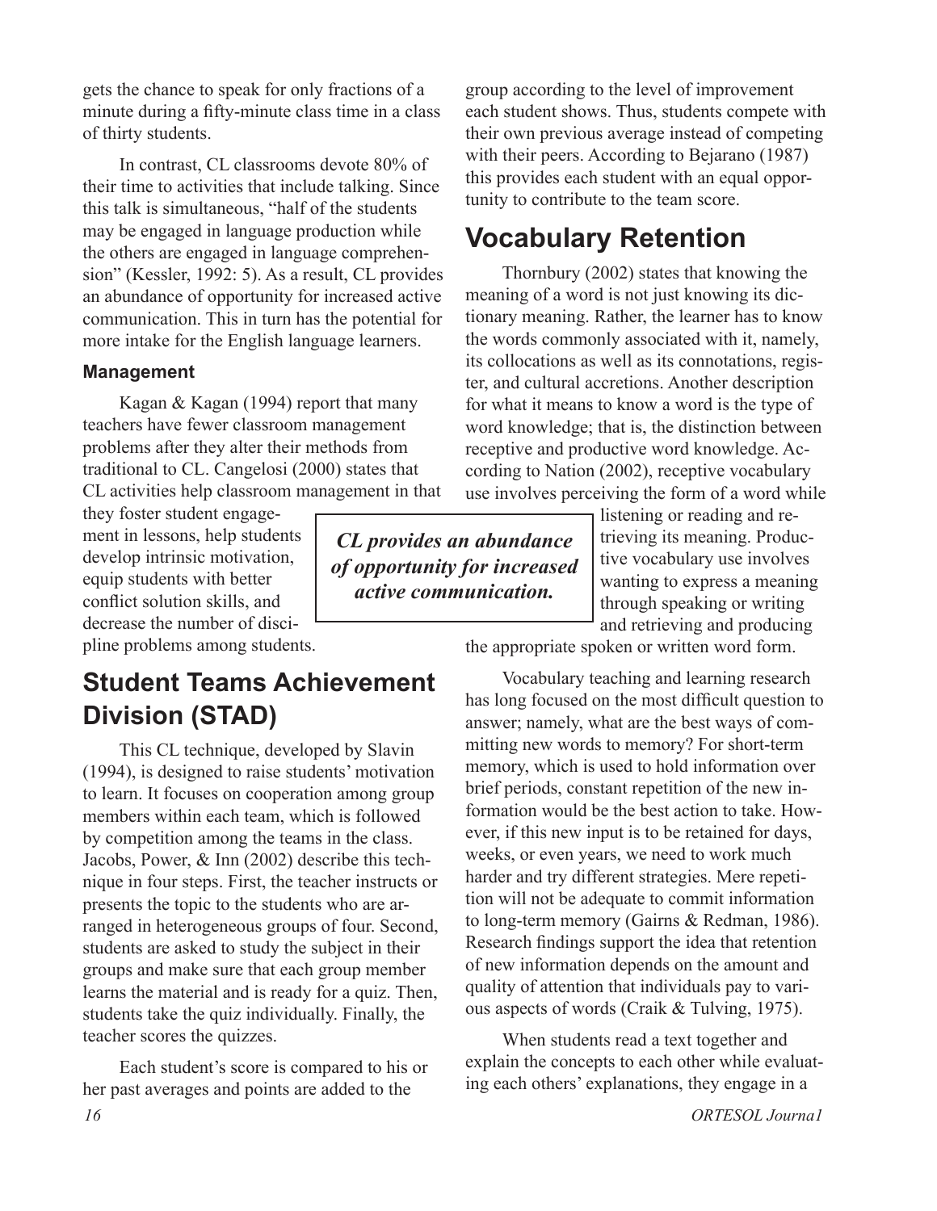gets the chance to speak for only fractions of a minute during a fifty-minute class time in a class of thirty students.

In contrast, CL classrooms devote 80% of their time to activities that include talking. Since this talk is simultaneous, "half of the students may be engaged in language production while the others are engaged in language comprehension" (Kessler, 1992: 5). As a result, CL provides an abundance of opportunity for increased active communication. This in turn has the potential for more intake for the English language learners.

### Management

Kagan & Kagan (1994) report that many teachers have fewer classroom management problems after they alter their methods from traditional to CL. Cangelosi (2000) states that CL activities help classroom management in that they foster student engagement in lessons, help students develop intrinsic motivation, equip students with better conflict solution skills, and decrease the number of discipline problems among students.

> ***CL provides an abundance of opportunity for increased active communication.***

## Student Teams Achievement Division (STAD)

This CL technique, developed by Slavin (1994), is designed to raise students' motivation to learn. It focuses on cooperation among group members within each team, which is followed by competition among the teams in the class. Jacobs, Power, & Inn (2002) describe this technique in four steps. First, the teacher instructs or presents the topic to the students who are arranged in heterogeneous groups of four. Second, students are asked to study the subject in their groups and make sure that each group member learns the material and is ready for a quiz. Then, students take the quiz individually. Finally, the teacher scores the quizzes.

Each student's score is compared to his or her past averages and points are added to the group according to the level of improvement each student shows. Thus, students compete with their own previous average instead of competing with their peers. According to Bejarano (1987) this provides each student with an equal opportunity to contribute to the team score.

## Vocabulary Retention

Thornbury (2002) states that knowing the meaning of a word is not just knowing its dictionary meaning. Rather, the learner has to know the words commonly associated with it, namely, its collocations as well as its connotations, register, and cultural accretions. Another description for what it means to know a word is the type of word knowledge; that is, the distinction between receptive and productive word knowledge. According to Nation (2002), receptive vocabulary use involves perceiving the form of a word while listening or reading and retrieving its meaning. Productive vocabulary use involves wanting to express a meaning through speaking or writing and retrieving and producing the appropriate spoken or written word form.

Vocabulary teaching and learning research has long focused on the most difficult question to answer; namely, what are the best ways of committing new words to memory? For short-term memory, which is used to hold information over brief periods, constant repetition of the new information would be the best action to take. However, if this new input is to be retained for days, weeks, or even years, we need to work much harder and try different strategies. Mere repetition will not be adequate to commit information to long-term memory (Gairns & Redman, 1986). Research findings support the idea that retention of new information depends on the amount and quality of attention that individuals pay to various aspects of words (Craik & Tulving, 1975).

When students read a text together and explain the concepts to each other while evaluating each others' explanations, they engage in a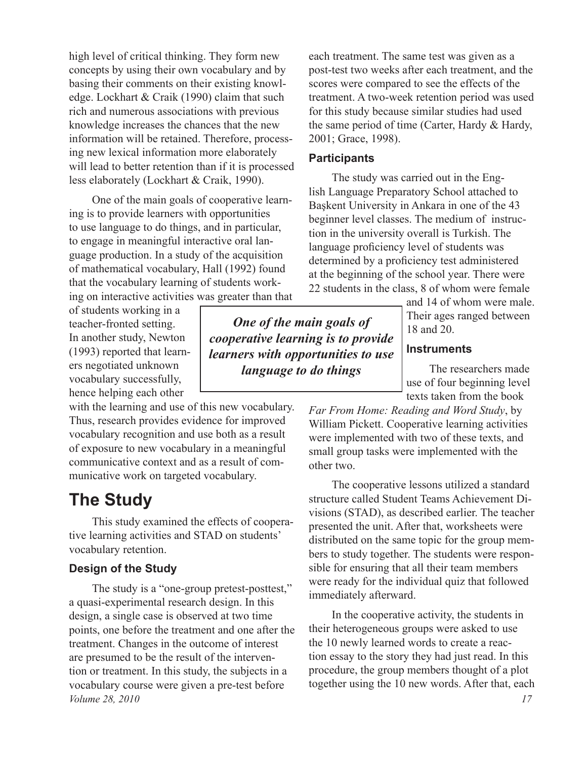high level of critical thinking. They form new concepts by using their own vocabulary and by basing their comments on their existing knowledge. Lockhart & Craik (1990) claim that such rich and numerous associations with previous knowledge increases the chances that the new information will be retained. Therefore, processing new lexical information more elaborately will lead to better retention than if it is processed less elaborately (Lockhart & Craik, 1990).

One of the main goals of cooperative learning is to provide learners with opportunities to use language to do things, and in particular, to engage in meaningful interactive oral language production. In a study of the acquisition of mathematical vocabulary, Hall (1992) found that the vocabulary learning of students working on interactive activities was greater than that of students working in a teacher-fronted setting. In another study, Newton (1993) reported that learners negotiated unknown vocabulary successfully, hence helping each other with the learning and use of this new vocabulary. Thus, research provides evidence for improved vocabulary recognition and use both as a result of exposure to new vocabulary in a meaningful communicative context and as a result of communicative work on targeted vocabulary.

> ***One of the main goals of cooperative learning is to provide learners with opportunities to use language to do things***

# The Study

This study examined the effects of cooperative learning activities and STAD on students' vocabulary retention.

### Design of the Study

The study is a "one-group pretest-posttest," a quasi-experimental research design. In this design, a single case is observed at two time points, one before the treatment and one after the treatment. Changes in the outcome of interest are presumed to be the result of the intervention or treatment. In this study, the subjects in a vocabulary course were given a pre-test before each treatment. The same test was given as a post-test two weeks after each treatment, and the scores were compared to see the effects of the treatment. A two-week retention period was used for this study because similar studies had used the same period of time (Carter, Hardy & Hardy, 2001; Grace, 1998).

### Participants

The study was carried out in the English Language Preparatory School attached to Başkent University in Ankara in one of the 43 beginner level classes. The medium of instruction in the university overall is Turkish. The language proficiency level of students was determined by a proficiency test administered at the beginning of the school year. There were 22 students in the class, 8 of whom were female and 14 of whom were male. Their ages ranged between 18 and 20.

### Instruments

The researchers made use of four beginning level texts taken from the book *Far From Home: Reading and Word Study*, by William Pickett. Cooperative learning activities were implemented with two of these texts, and small group tasks were implemented with the other two.

The cooperative lessons utilized a standard structure called Student Teams Achievement Divisions (STAD), as described earlier. The teacher presented the unit. After that, worksheets were distributed on the same topic for the group members to study together. The students were responsible for ensuring that all their team members were ready for the individual quiz that followed immediately afterward.

In the cooperative activity, the students in their heterogeneous groups were asked to use the 10 newly learned words to create a reaction essay to the story they had just read. In this procedure, the group members thought of a plot together using the 10 new words. After that, each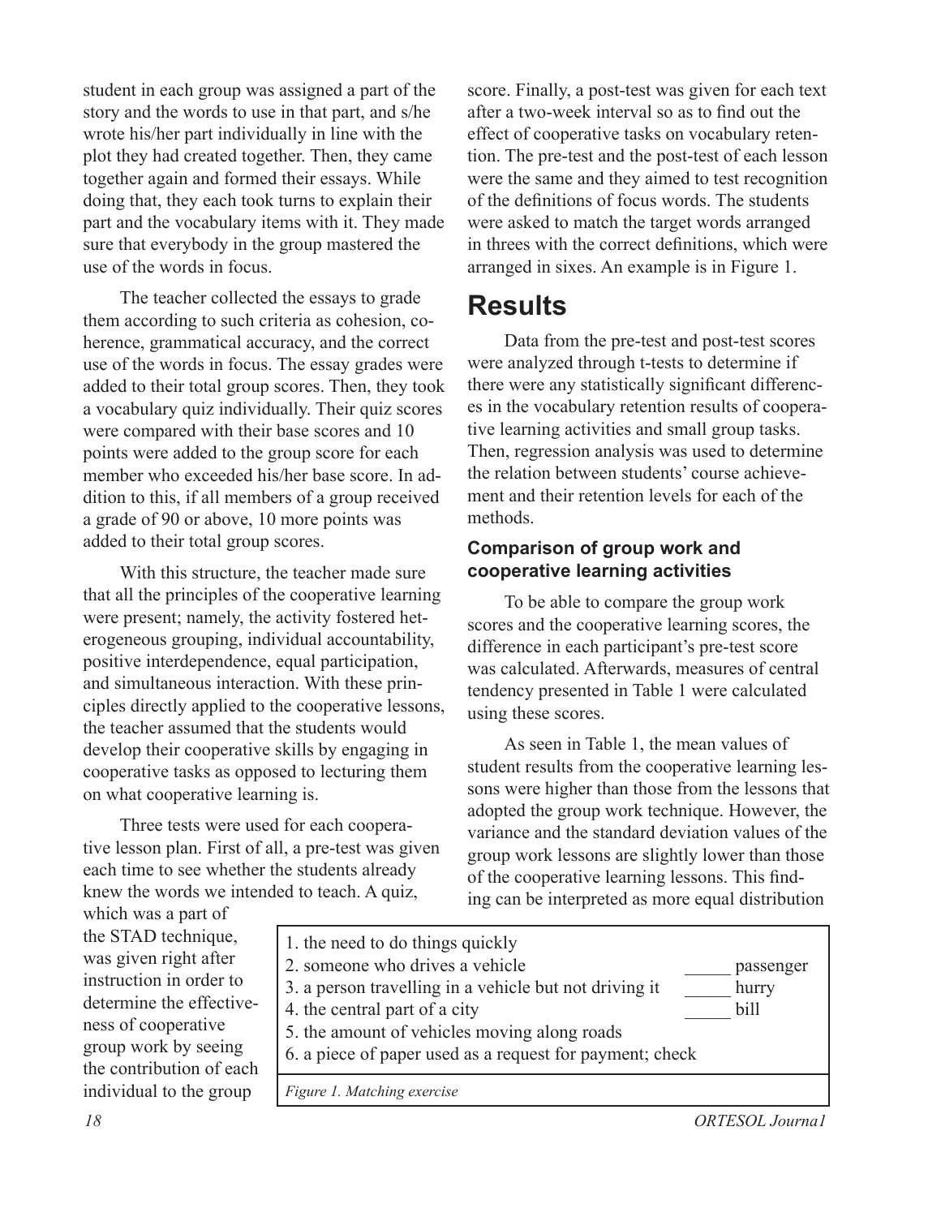student in each group was assigned a part of the story and the words to use in that part, and s/he wrote his/her part individually in line with the plot they had created together. Then, they came together again and formed their essays. While doing that, they each took turns to explain their part and the vocabulary items with it. They made sure that everybody in the group mastered the use of the words in focus.

The teacher collected the essays to grade them according to such criteria as cohesion, coherence, grammatical accuracy, and the correct use of the words in focus. The essay grades were added to their total group scores. Then, they took a vocabulary quiz individually. Their quiz scores were compared with their base scores and 10 points were added to the group score for each member who exceeded his/her base score. In addition to this, if all members of a group received a grade of 90 or above, 10 more points was added to their total group scores.

With this structure, the teacher made sure that all the principles of the cooperative learning were present; namely, the activity fostered heterogeneous grouping, individual accountability, positive interdependence, equal participation, and simultaneous interaction. With these principles directly applied to the cooperative lessons, the teacher assumed that the students would develop their cooperative skills by engaging in cooperative tasks as opposed to lecturing them on what cooperative learning is.

Three tests were used for each cooperative lesson plan. First of all, a pre-test was given each time to see whether the students already knew the words we intended to teach. A quiz, which was a part of the STAD technique, was given right after instruction in order to determine the effectiveness of cooperative group work by seeing the contribution of each individual to the group score. Finally, a post-test was given for each text after a two-week interval so as to find out the effect of cooperative tasks on vocabulary retention. The pre-test and the post-test of each lesson were the same and they aimed to test recognition of the definitions of focus words. The students were asked to match the target words arranged in threes with the correct definitions, which were arranged in sixes. An example is in Figure 1.

```
1. the need to do things quickly
2. someone who drives a vehicle                              _____ passenger
3. a person travelling in a vehicle but not driving it       _____ hurry
4. the central part of a city                                _____ bill
5. the amount of vehicles moving along roads
6. a piece of paper used as a request for payment; check
```

*Figure 1. Matching exercise*

# Results

Data from the pre-test and post-test scores were analyzed through t-tests to determine if there were any statistically significant differences in the vocabulary retention results of cooperative learning activities and small group tasks. Then, regression analysis was used to determine the relation between students' course achievement and their retention levels for each of the methods.

### Comparison of group work and cooperative learning activities

To be able to compare the group work scores and the cooperative learning scores, the difference in each participant's pre-test score was calculated. Afterwards, measures of central tendency presented in Table 1 were calculated using these scores.

As seen in Table 1, the mean values of student results from the cooperative learning lessons were higher than those from the lessons that adopted the group work technique. However, the variance and the standard deviation values of the group work lessons are slightly lower than those of the cooperative learning lessons. This finding can be interpreted as more equal distribution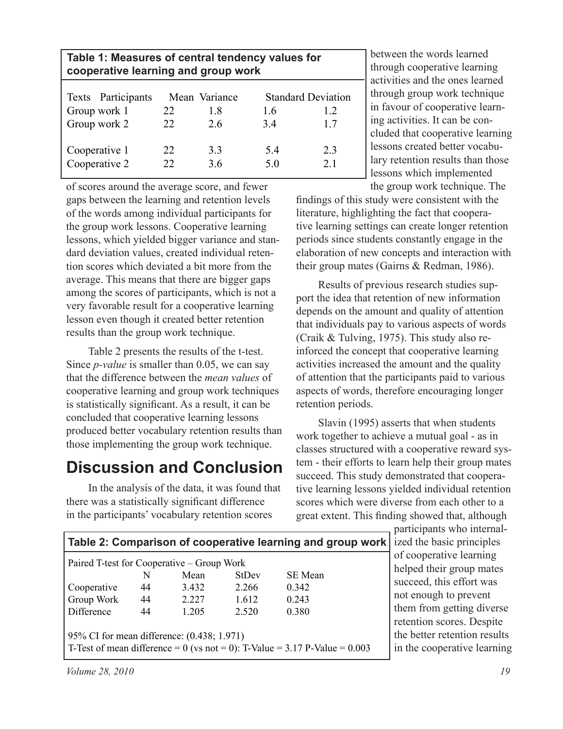**Table 1: Measures of central tendency values for cooperative learning and group work**

| Texts | Participants | Mean | Variance | Standard Deviation |
|---|---|---|---|---|
| Group work 1 | 22 | 1.8 | 1.6 | 1.2 |
| Group work 2 | 22 | 2.6 | 3.4 | 1.7 |
| Cooperative 1 | 22 | 3.3 | 5.4 | 2.3 |
| Cooperative 2 | 22 | 3.6 | 5.0 | 2.1 |

of scores around the average score, and fewer gaps between the learning and retention levels of the words among individual participants for the group work lessons. Cooperative learning lessons, which yielded bigger variance and standard deviation values, created individual retention scores which deviated a bit more from the average. This means that there are bigger gaps among the scores of participants, which is not a very favorable result for a cooperative learning lesson even though it created better retention results than the group work technique.

Table 2 presents the results of the t-test. Since *p-value* is smaller than 0.05, we can say that the difference between the *mean values* of cooperative learning and group work techniques is statistically significant. As a result, it can be concluded that cooperative learning lessons produced better vocabulary retention results than those implementing the group work technique.

# Discussion and Conclusion

In the analysis of the data, it was found that there was a statistically significant difference in the participants' vocabulary retention scores between the words learned through cooperative learning activities and the ones learned through group work technique in favour of cooperative learning activities. It can be concluded that cooperative learning lessons created better vocabulary retention results than those lessons which implemented the group work technique. The findings of this study were consistent with the literature, highlighting the fact that cooperative learning settings can create longer retention periods since students constantly engage in the elaboration of new concepts and interaction with their group mates (Gairns & Redman, 1986).

Results of previous research studies support the idea that retention of new information depends on the amount and quality of attention that individuals pay to various aspects of words (Craik & Tulving, 1975). This study also reinforced the concept that cooperative learning activities increased the amount and the quality of attention that the participants paid to various aspects of words, therefore encouraging longer retention periods.

Slavin (1995) asserts that when students work together to achieve a mutual goal - as in classes structured with a cooperative reward system - their efforts to learn help their group mates succeed. This study demonstrated that cooperative learning lessons yielded individual retention scores which were diverse from each other to a great extent. This finding showed that, although participants who internalized the basic principles of cooperative learning helped their group mates succeed, this effort was not enough to prevent them from getting diverse retention scores. Despite the better retention results in the cooperative learning

**Table 2: Comparison of cooperative learning and group work**

Paired T-test for Cooperative – Group Work

| | N | Mean | StDev | SE Mean |
|---|---|---|---|---|
| Cooperative | 44 | 3.432 | 2.266 | 0.342 |
| Group Work | 44 | 2.227 | 1.612 | 0.243 |
| Difference | 44 | 1.205 | 2.520 | 0.380 |

95% CI for mean difference: (0.438; 1.971)
T-Test of mean difference = 0 (vs not = 0): T-Value = 3.17 P-Value = 0.003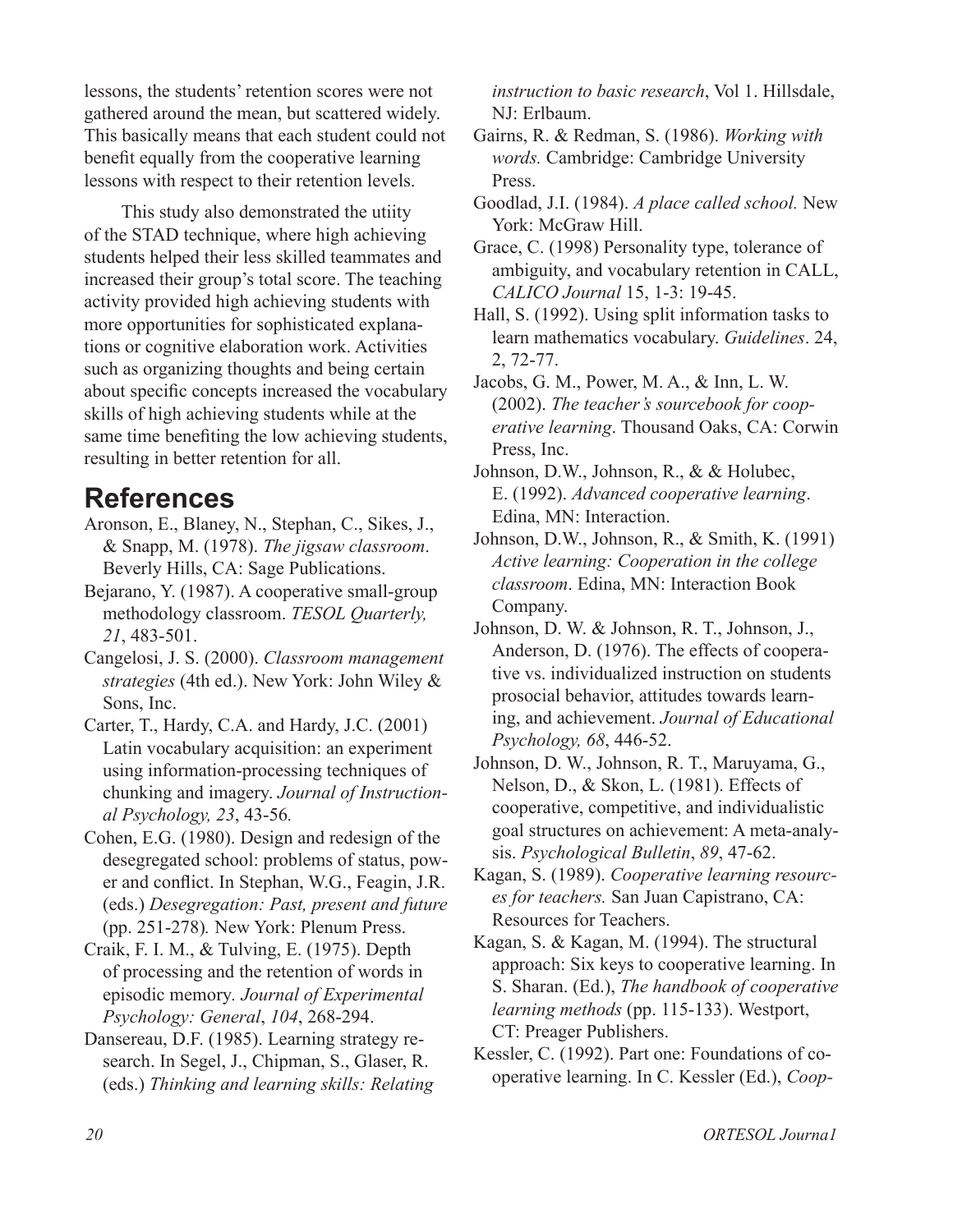lessons, the students' retention scores were not gathered around the mean, but scattered widely. This basically means that each student could not benefit equally from the cooperative learning lessons with respect to their retention levels.

This study also demonstrated the utiity of the STAD technique, where high achieving students helped their less skilled teammates and increased their group's total score. The teaching activity provided high achieving students with more opportunities for sophisticated explanations or cognitive elaboration work. Activities such as organizing thoughts and being certain about specific concepts increased the vocabulary skills of high achieving students while at the same time benefiting the low achieving students, resulting in better retention for all.

## References

Aronson, E., Blaney, N., Stephan, C., Sikes, J., & Snapp, M. (1978). *The jigsaw classroom*. Beverly Hills, CA: Sage Publications.

Bejarano, Y. (1987). A cooperative small-group methodology classroom. *TESOL Quarterly, 21*, 483-501.

Cangelosi, J. S. (2000). *Classroom management strategies* (4th ed.). New York: John Wiley & Sons, Inc.

Carter, T., Hardy, C.A. and Hardy, J.C. (2001) Latin vocabulary acquisition: an experiment using information-processing techniques of chunking and imagery. *Journal of Instructional Psychology, 23*, 43-56.

Cohen, E.G. (1980). Design and redesign of the desegregated school: problems of status, power and conflict. In Stephan, W.G., Feagin, J.R. (eds.) *Desegregation: Past, present and future* (pp. 251-278)*.* New York: Plenum Press.

Craik, F. I. M., & Tulving, E. (1975). Depth of processing and the retention of words in episodic memory*. Journal of Experimental Psychology: General*, *104*, 268-294.

Dansereau, D.F. (1985). Learning strategy research. In Segel, J., Chipman, S., Glaser, R. (eds.) *Thinking and learning skills: Relating instruction to basic research*, Vol 1. Hillsdale, NJ: Erlbaum.

Gairns, R. & Redman, S. (1986). *Working with words.* Cambridge: Cambridge University Press.

Goodlad, J.I. (1984). *A place called school.* New York: McGraw Hill.

Grace, C. (1998) Personality type, tolerance of ambiguity, and vocabulary retention in CALL, *CALICO Journal* 15, 1-3: 19-45.

Hall, S. (1992). Using split information tasks to learn mathematics vocabulary. *Guidelines*. 24, 2, 72-77.

Jacobs, G. M., Power, M. A., & Inn, L. W. (2002). *The teacher's sourcebook for cooperative learning*. Thousand Oaks, CA: Corwin Press, Inc.

Johnson, D.W., Johnson, R., & & Holubec, E. (1992). *Advanced cooperative learning*. Edina, MN: Interaction.

Johnson, D.W., Johnson, R., & Smith, K. (1991) *Active learning: Cooperation in the college classroom*. Edina, MN: Interaction Book Company.

Johnson, D. W. & Johnson, R. T., Johnson, J., Anderson, D. (1976). The effects of cooperative vs. individualized instruction on students prosocial behavior, attitudes towards learning, and achievement. *Journal of Educational Psychology, 68*, 446-52.

Johnson, D. W., Johnson, R. T., Maruyama, G., Nelson, D., & Skon, L. (1981). Effects of cooperative, competitive, and individualistic goal structures on achievement: A meta-analysis. *Psychological Bulletin*, *89*, 47-62.

Kagan, S. (1989). *Cooperative learning resources for teachers.* San Juan Capistrano, CA: Resources for Teachers.

Kagan, S. & Kagan, M. (1994). The structural approach: Six keys to cooperative learning. In S. Sharan. (Ed.), *The handbook of cooperative learning methods* (pp. 115-133). Westport, CT: Preager Publishers.

Kessler, C. (1992). Part one: Foundations of cooperative learning. In C. Kessler (Ed.), *Coop-*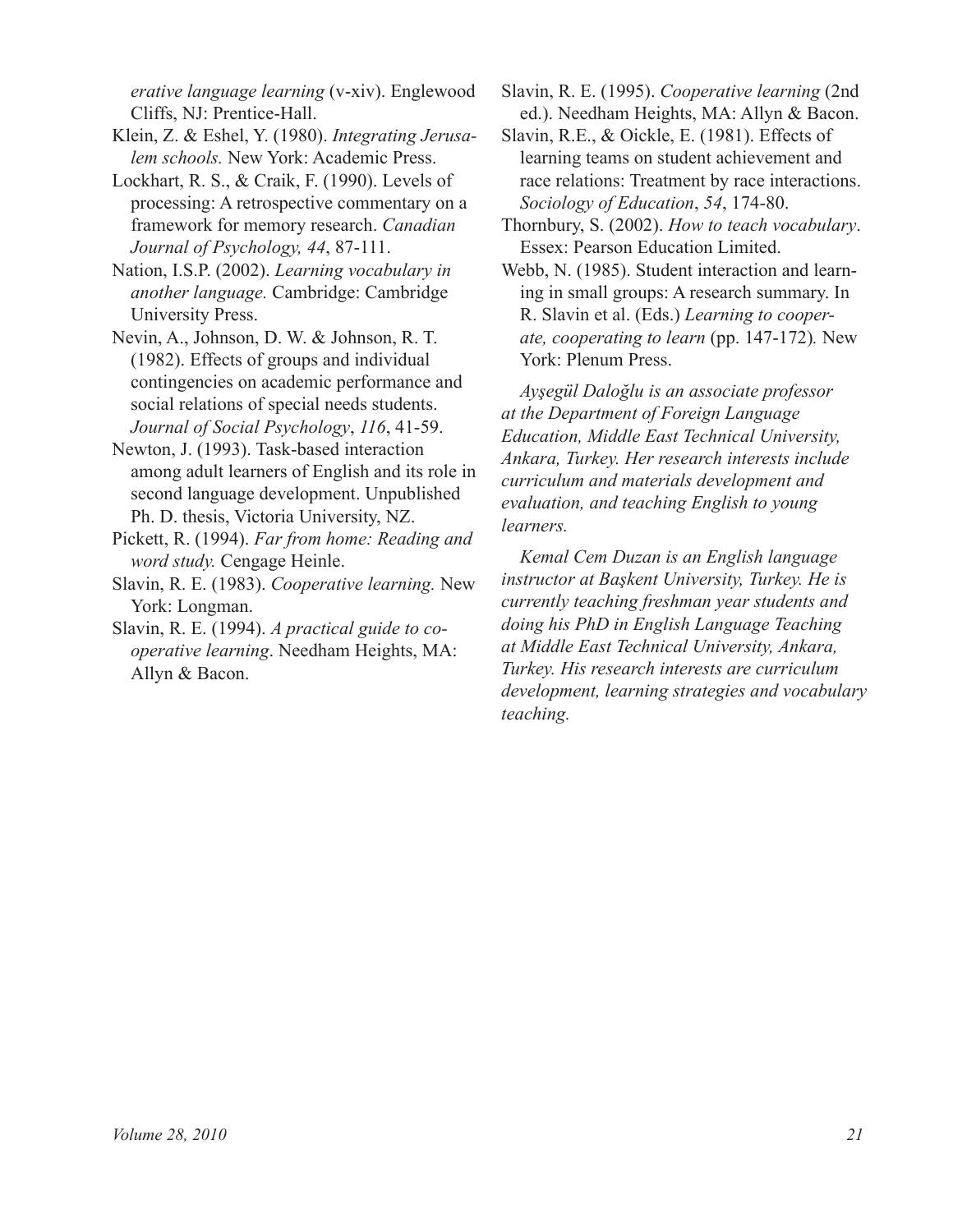*erative language learning* (v-xiv). Englewood Cliffs, NJ: Prentice-Hall.

Klein, Z. & Eshel, Y. (1980). *Integrating Jerusalem schools.* New York: Academic Press.

Lockhart, R. S., & Craik, F. (1990). Levels of processing: A retrospective commentary on a framework for memory research. *Canadian Journal of Psychology, 44*, 87-111.

Nation, I.S.P. (2002). *Learning vocabulary in another language.* Cambridge: Cambridge University Press.

Nevin, A., Johnson, D. W. & Johnson, R. T. (1982). Effects of groups and individual contingencies on academic performance and social relations of special needs students. *Journal of Social Psychology*, *116*, 41-59.

Newton, J. (1993). Task-based interaction among adult learners of English and its role in second language development. Unpublished Ph. D. thesis, Victoria University, NZ.

Pickett, R. (1994). *Far from home: Reading and word study.* Cengage Heinle.

Slavin, R. E. (1983). *Cooperative learning.* New York: Longman.

Slavin, R. E. (1994). *A practical guide to cooperative learning*. Needham Heights, MA: Allyn & Bacon.

Slavin, R. E. (1995). *Cooperative learning* (2nd ed.). Needham Heights, MA: Allyn & Bacon.

Slavin, R.E., & Oickle, E. (1981). Effects of learning teams on student achievement and race relations: Treatment by race interactions. *Sociology of Education*, *54*, 174-80.

Thornbury, S. (2002). *How to teach vocabulary*. Essex: Pearson Education Limited.

Webb, N. (1985). Student interaction and learning in small groups: A research summary. In R. Slavin et al. (Eds.) *Learning to cooperate, cooperating to learn* (pp. 147-172)*.* New York: Plenum Press.

*Ayşegül Daloğlu is an associate professor at the Department of Foreign Language Education, Middle East Technical University, Ankara, Turkey. Her research interests include curriculum and materials development and evaluation, and teaching English to young learners.*

*Kemal Cem Duzan is an English language instructor at Başkent University, Turkey. He is currently teaching freshman year students and doing his PhD in English Language Teaching at Middle East Technical University, Ankara, Turkey. His research interests are curriculum development, learning strategies and vocabulary teaching.*